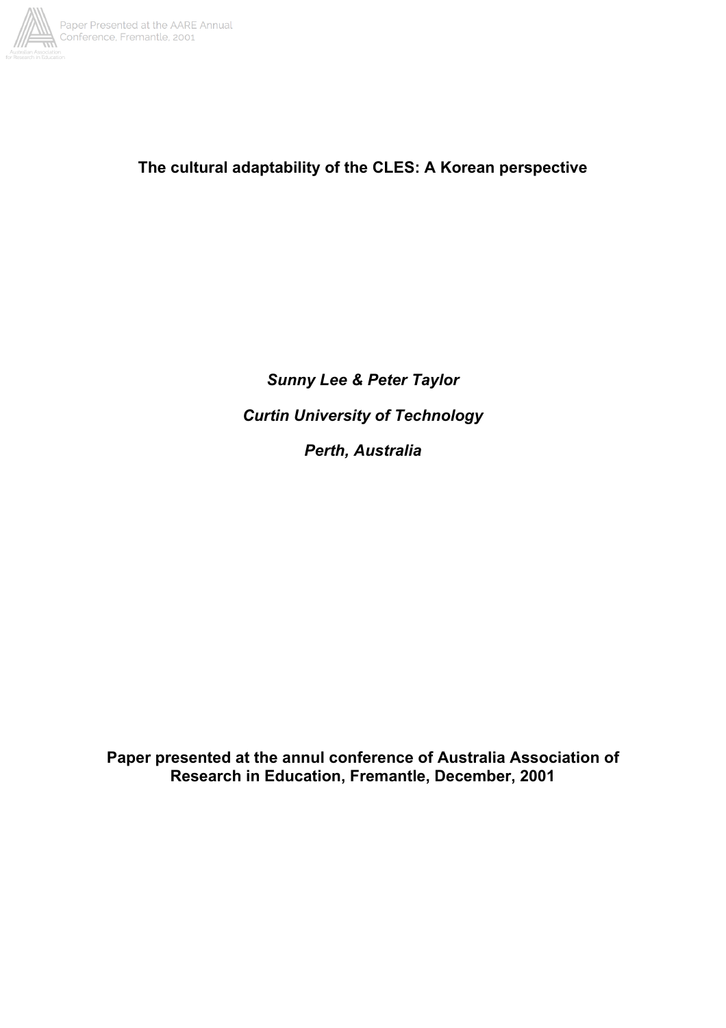# The cultural adaptability of the CLES: A Korean perspective

*Sunny Lee & Peter Taylor*

*Curtin University of Technology*

*Perth, Australia*

**Paper presented at the annul conference of Australia Association of Research in Education, Fremantle, December, 2001**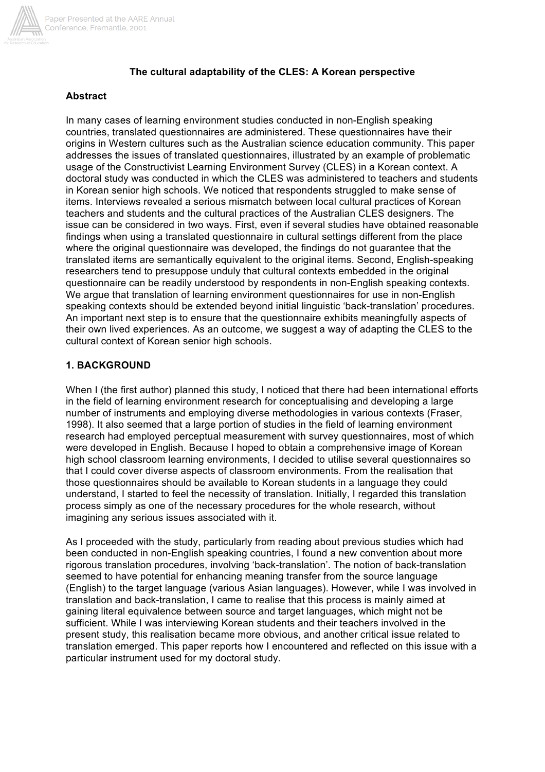### The cultural adaptability of the CLES: A Korean perspective

## Abstract

In many cases of learning environment studies conducted in non-English speaking countries, translated questionnaires are administered. These questionnaires have their origins in Western cultures such as the Australian science education community. This paper addresses the issues of translated questionnaires, illustrated by an example of problematic usage of the Constructivist Learning Environment Survey (CLES) in a Korean context. A doctoral study was conducted in which the CLES was administered to teachers and students in Korean senior high schools. We noticed that respondents struggled to make sense of items. Interviews revealed a serious mismatch between local cultural practices of Korean teachers and students and the cultural practices of the Australian CLES designers. The issue can be considered in two ways. First, even if several studies have obtained reasonable findings when using a translated questionnaire in cultural settings different from the place where the original questionnaire was developed, the findings do not guarantee that the translated items are semantically equivalent to the original items. Second, English-speaking researchers tend to presuppose unduly that cultural contexts embedded in the original questionnaire can be readily understood by respondents in non-English speaking contexts. We argue that translation of learning environment questionnaires for use in non-English speaking contexts should be extended beyond initial linguistic 'back-translation' procedures. An important next step is to ensure that the questionnaire exhibits meaningfully aspects of their own lived experiences. As an outcome, we suggest a way of adapting the CLES to the cultural context of Korean senior high schools.

## 1. BACKGROUND

When I (the first author) planned this study, I noticed that there had been international efforts in the field of learning environment research for conceptualising and developing a large number of instruments and employing diverse methodologies in various contexts (Fraser, 1998). It also seemed that a large portion of studies in the field of learning environment research had employed perceptual measurement with survey questionnaires, most of which were developed in English. Because I hoped to obtain a comprehensive image of Korean high school classroom learning environments, I decided to utilise several questionnaires so that I could cover diverse aspects of classroom environments. From the realisation that those questionnaires should be available to Korean students in a language they could understand, I started to feel the necessity of translation. Initially, I regarded this translation process simply as one of the necessary procedures for the whole research, without imagining any serious issues associated with it.

As I proceeded with the study, particularly from reading about previous studies which had been conducted in non-English speaking countries, I found a new convention about more rigorous translation procedures, involving 'back-translation'. The notion of back-translation seemed to have potential for enhancing meaning transfer from the source language (English) to the target language (various Asian languages). However, while I was involved in translation and back-translation, I came to realise that this process is mainly aimed at gaining literal equivalence between source and target languages, which might not be sufficient. While I was interviewing Korean students and their teachers involved in the present study, this realisation became more obvious, and another critical issue related to translation emerged. This paper reports how I encountered and reflected on this issue with a particular instrument used for my doctoral study.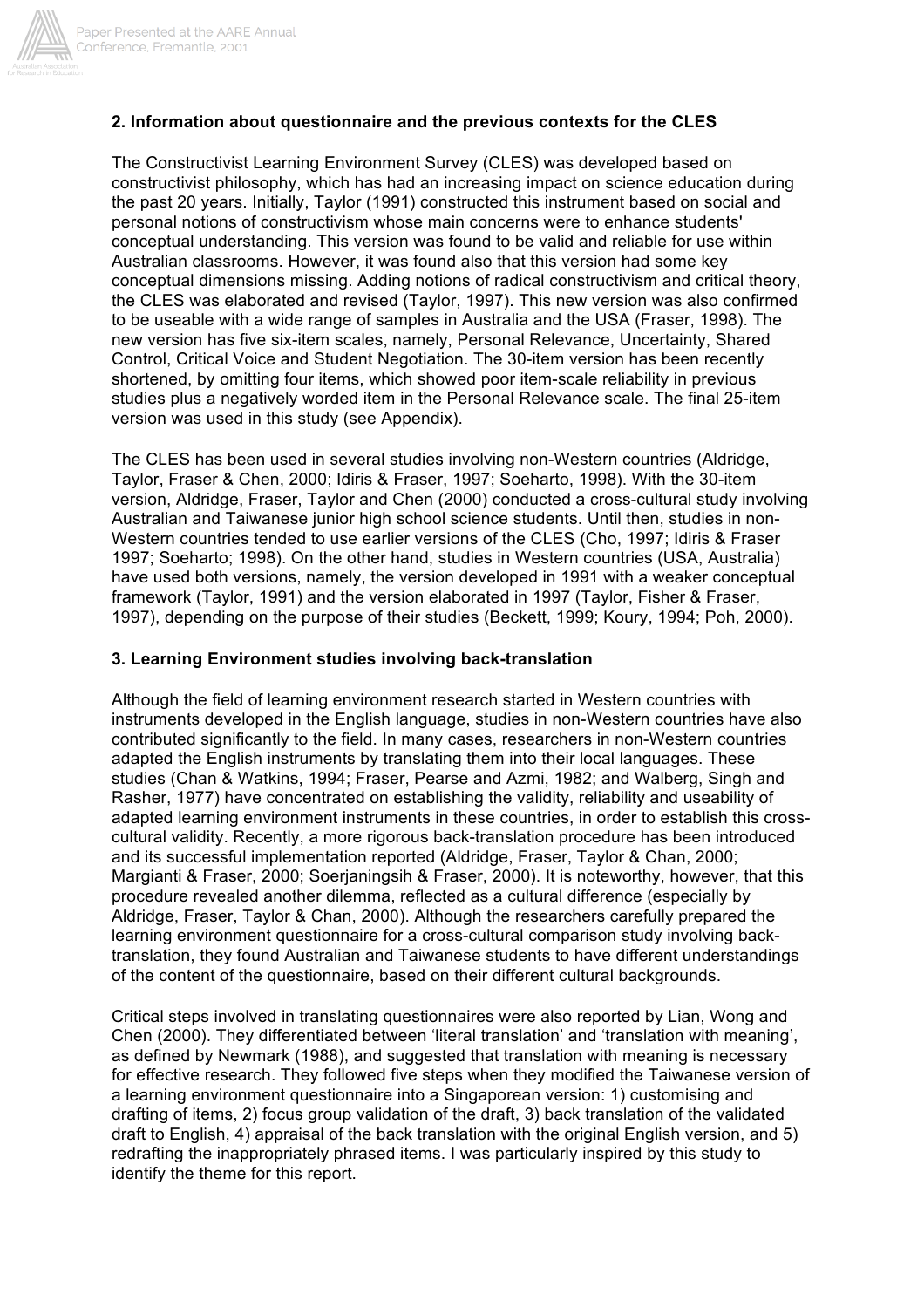## 2. Information about questionnaire and the previous contexts for the CLES

The Constructivist Learning Environment Survey (CLES) was developed based on constructivist philosophy, which has had an increasing impact on science education during the past 20 years. Initially, Taylor (1991) constructed this instrument based on social and personal notions of constructivism whose main concerns were to enhance students' conceptual understanding. This version was found to be valid and reliable for use within Australian classrooms. However, it was found also that this version had some key conceptual dimensions missing. Adding notions of radical constructivism and critical theory, the CLES was elaborated and revised (Taylor, 1997). This new version was also confirmed to be useable with a wide range of samples in Australia and the USA (Fraser, 1998). The new version has five six-item scales, namely, Personal Relevance, Uncertainty, Shared Control, Critical Voice and Student Negotiation. The 30-item version has been recently shortened, by omitting four items, which showed poor item-scale reliability in previous studies plus a negatively worded item in the Personal Relevance scale. The final 25-item version was used in this study (see Appendix).

The CLES has been used in several studies involving non-Western countries (Aldridge, Taylor, Fraser & Chen, 2000; Idiris & Fraser, 1997; Soeharto, 1998). With the 30-item version, Aldridge, Fraser, Taylor and Chen (2000) conducted a cross-cultural study involving Australian and Taiwanese junior high school science students. Until then, studies in non-Western countries tended to use earlier versions of the CLES (Cho, 1997; Idiris & Fraser 1997; Soeharto; 1998). On the other hand, studies in Western countries (USA, Australia) have used both versions, namely, the version developed in 1991 with a weaker conceptual framework (Taylor, 1991) and the version elaborated in 1997 (Taylor, Fisher & Fraser, 1997), depending on the purpose of their studies (Beckett, 1999; Koury, 1994; Poh, 2000).

## 3. Learning Environment studies involving back-translation

Although the field of learning environment research started in Western countries with instruments developed in the English language, studies in non-Western countries have also contributed significantly to the field. In many cases, researchers in non-Western countries adapted the English instruments by translating them into their local languages. These studies (Chan & Watkins, 1994; Fraser, Pearse and Azmi, 1982; and Walberg, Singh and Rasher, 1977) have concentrated on establishing the validity, reliability and useability of adapted learning environment instruments in these countries, in order to establish this cross-cultural validity. Recently, a more rigorous back-translation procedure has been introduced and its successful implementation reported (Aldridge, Fraser, Taylor & Chan, 2000; Margianti & Fraser, 2000; Soerjaningsih & Fraser, 2000). It is noteworthy, however, that this procedure revealed another dilemma, reflected as a cultural difference (especially by Aldridge, Fraser, Taylor & Chan, 2000). Although the researchers carefully prepared the learning environment questionnaire for a cross-cultural comparison study involving back-translation, they found Australian and Taiwanese students to have different understandings of the content of the questionnaire, based on their different cultural backgrounds.

Critical steps involved in translating questionnaires were also reported by Lian, Wong and Chen (2000). They differentiated between 'literal translation' and 'translation with meaning', as defined by Newmark (1988), and suggested that translation with meaning is necessary for effective research. They followed five steps when they modified the Taiwanese version of a learning environment questionnaire into a Singaporean version: 1) customising and drafting of items, 2) focus group validation of the draft, 3) back translation of the validated draft to English, 4) appraisal of the back translation with the original English version, and 5) redrafting the inappropriately phrased items. I was particularly inspired by this study to identify the theme for this report.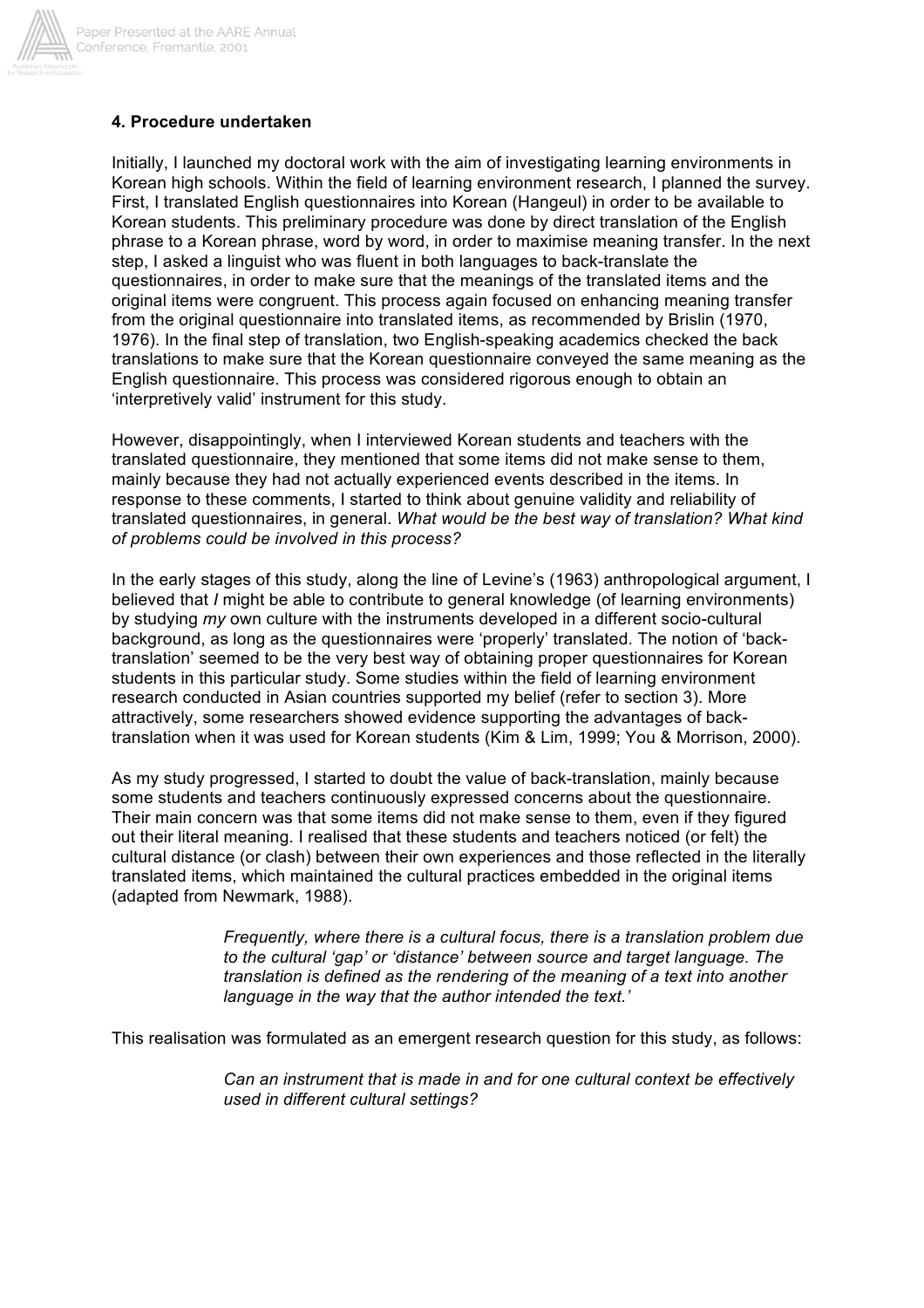**4. Procedure undertaken**

Initially, I launched my doctoral work with the aim of investigating learning environments in Korean high schools. Within the field of learning environment research, I planned the survey. First, I translated English questionnaires into Korean (Hangeul) in order to be available to Korean students. This preliminary procedure was done by direct translation of the English phrase to a Korean phrase, word by word, in order to maximise meaning transfer. In the next step, I asked a linguist who was fluent in both languages to back-translate the questionnaires, in order to make sure that the meanings of the translated items and the original items were congruent. This process again focused on enhancing meaning transfer from the original questionnaire into translated items, as recommended by Brislin (1970, 1976). In the final step of translation, two English-speaking academics checked the back translations to make sure that the Korean questionnaire conveyed the same meaning as the English questionnaire. This process was considered rigorous enough to obtain an 'interpretively valid' instrument for this study.

However, disappointingly, when I interviewed Korean students and teachers with the translated questionnaire, they mentioned that some items did not make sense to them, mainly because they had not actually experienced events described in the items. In response to these comments, I started to think about genuine validity and reliability of translated questionnaires, in general. *What would be the best way of translation? What kind of problems could be involved in this process?*

In the early stages of this study, along the line of Levine's (1963) anthropological argument, I believed that *I* might be able to contribute to general knowledge (of learning environments) by studying *my* own culture with the instruments developed in a different socio-cultural background, as long as the questionnaires were 'properly' translated. The notion of 'back-translation' seemed to be the very best way of obtaining proper questionnaires for Korean students in this particular study. Some studies within the field of learning environment research conducted in Asian countries supported my belief (refer to section 3). More attractively, some researchers showed evidence supporting the advantages of back-translation when it was used for Korean students (Kim & Lim, 1999; You & Morrison, 2000).

As my study progressed, I started to doubt the value of back-translation, mainly because some students and teachers continuously expressed concerns about the questionnaire. Their main concern was that some items did not make sense to them, even if they figured out their literal meaning. I realised that these students and teachers noticed (or felt) the cultural distance (or clash) between their own experiences and those reflected in the literally translated items, which maintained the cultural practices embedded in the original items (adapted from Newmark, 1988).

> *Frequently, where there is a cultural focus, there is a translation problem due to the cultural 'gap' or 'distance' between source and target language. The translation is defined as the rendering of the meaning of a text into another language in the way that the author intended the text.'*

This realisation was formulated as an emergent research question for this study, as follows:

> *Can an instrument that is made in and for one cultural context be effectively used in different cultural settings?*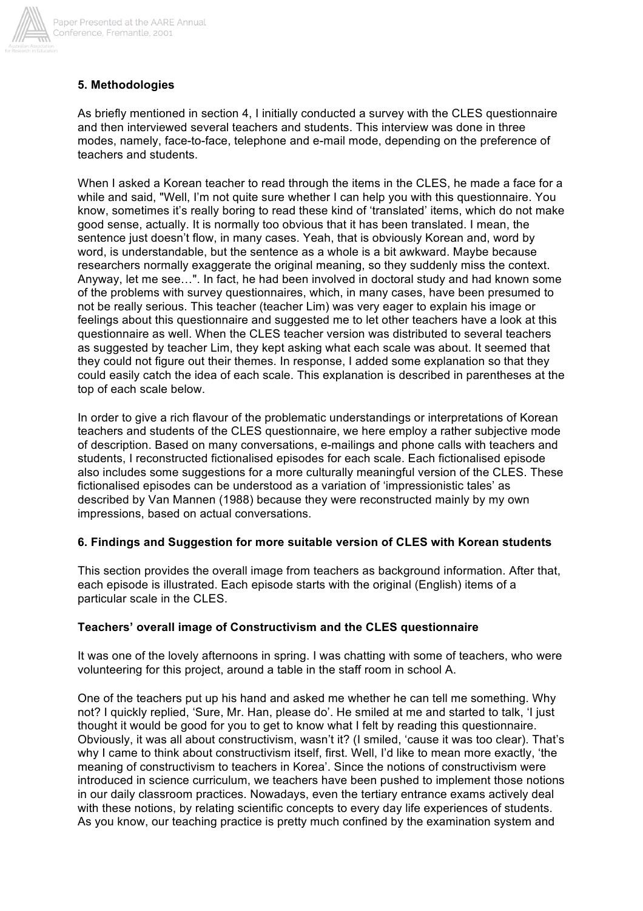## 5. Methodologies

As briefly mentioned in section 4, I initially conducted a survey with the CLES questionnaire and then interviewed several teachers and students. This interview was done in three modes, namely, face-to-face, telephone and e-mail mode, depending on the preference of teachers and students.

When I asked a Korean teacher to read through the items in the CLES, he made a face for a while and said, "Well, I'm not quite sure whether I can help you with this questionnaire. You know, sometimes it's really boring to read these kind of 'translated' items, which do not make good sense, actually. It is normally too obvious that it has been translated. I mean, the sentence just doesn't flow, in many cases. Yeah, that is obviously Korean and, word by word, is understandable, but the sentence as a whole is a bit awkward. Maybe because researchers normally exaggerate the original meaning, so they suddenly miss the context. Anyway, let me see…". In fact, he had been involved in doctoral study and had known some of the problems with survey questionnaires, which, in many cases, have been presumed to not be really serious. This teacher (teacher Lim) was very eager to explain his image or feelings about this questionnaire and suggested me to let other teachers have a look at this questionnaire as well. When the CLES teacher version was distributed to several teachers as suggested by teacher Lim, they kept asking what each scale was about. It seemed that they could not figure out their themes. In response, I added some explanation so that they could easily catch the idea of each scale. This explanation is described in parentheses at the top of each scale below.

In order to give a rich flavour of the problematic understandings or interpretations of Korean teachers and students of the CLES questionnaire, we here employ a rather subjective mode of description. Based on many conversations, e-mailings and phone calls with teachers and students, I reconstructed fictionalised episodes for each scale. Each fictionalised episode also includes some suggestions for a more culturally meaningful version of the CLES. These fictionalised episodes can be understood as a variation of 'impressionistic tales' as described by Van Mannen (1988) because they were reconstructed mainly by my own impressions, based on actual conversations.

## 6. Findings and Suggestion for more suitable version of CLES with Korean students

This section provides the overall image from teachers as background information. After that, each episode is illustrated. Each episode starts with the original (English) items of a particular scale in the CLES.

### Teachers' overall image of Constructivism and the CLES questionnaire

It was one of the lovely afternoons in spring. I was chatting with some of teachers, who were volunteering for this project, around a table in the staff room in school A.

One of the teachers put up his hand and asked me whether he can tell me something. Why not? I quickly replied, 'Sure, Mr. Han, please do'. He smiled at me and started to talk, 'I just thought it would be good for you to get to know what I felt by reading this questionnaire. Obviously, it was all about constructivism, wasn't it? (I smiled, 'cause it was too clear). That's why I came to think about constructivism itself, first. Well, I'd like to mean more exactly, 'the meaning of constructivism to teachers in Korea'. Since the notions of constructivism were introduced in science curriculum, we teachers have been pushed to implement those notions in our daily classroom practices. Nowadays, even the tertiary entrance exams actively deal with these notions, by relating scientific concepts to every day life experiences of students. As you know, our teaching practice is pretty much confined by the examination system and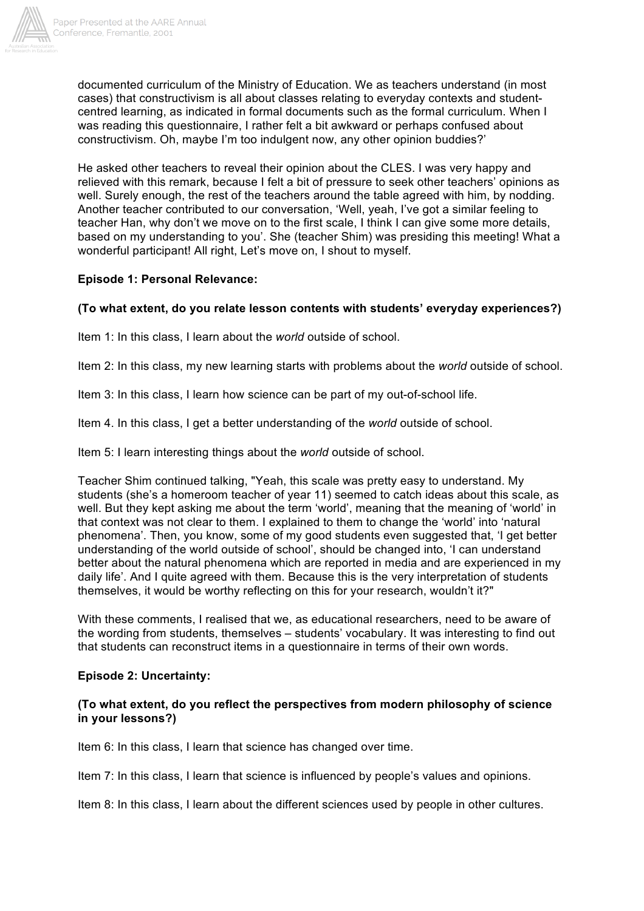documented curriculum of the Ministry of Education. We as teachers understand (in most cases) that constructivism is all about classes relating to everyday contexts and student-centred learning, as indicated in formal documents such as the formal curriculum. When I was reading this questionnaire, I rather felt a bit awkward or perhaps confused about constructivism. Oh, maybe I'm too indulgent now, any other opinion buddies?'

He asked other teachers to reveal their opinion about the CLES. I was very happy and relieved with this remark, because I felt a bit of pressure to seek other teachers' opinions as well. Surely enough, the rest of the teachers around the table agreed with him, by nodding. Another teacher contributed to our conversation, 'Well, yeah, I've got a similar feeling to teacher Han, why don't we move on to the first scale, I think I can give some more details, based on my understanding to you'. She (teacher Shim) was presiding this meeting! What a wonderful participant! All right, Let's move on, I shout to myself.

**Episode 1: Personal Relevance:**

**(To what extent, do you relate lesson contents with students' everyday experiences?)**

Item 1: In this class, I learn about the *world* outside of school.

Item 2: In this class, my new learning starts with problems about the *world* outside of school.

Item 3: In this class, I learn how science can be part of my out-of-school life.

Item 4. In this class, I get a better understanding of the *world* outside of school.

Item 5: I learn interesting things about the *world* outside of school.

Teacher Shim continued talking, "Yeah, this scale was pretty easy to understand. My students (she's a homeroom teacher of year 11) seemed to catch ideas about this scale, as well. But they kept asking me about the term 'world', meaning that the meaning of 'world' in that context was not clear to them. I explained to them to change the 'world' into 'natural phenomena'. Then, you know, some of my good students even suggested that, 'I get better understanding of the world outside of school', should be changed into, 'I can understand better about the natural phenomena which are reported in media and are experienced in my daily life'. And I quite agreed with them. Because this is the very interpretation of students themselves, it would be worthy reflecting on this for your research, wouldn't it?"

With these comments, I realised that we, as educational researchers, need to be aware of the wording from students, themselves – students' vocabulary. It was interesting to find out that students can reconstruct items in a questionnaire in terms of their own words.

**Episode 2: Uncertainty:**

**(To what extent, do you reflect the perspectives from modern philosophy of science in your lessons?)**

Item 6: In this class, I learn that science has changed over time.

Item 7: In this class, I learn that science is influenced by people's values and opinions.

Item 8: In this class, I learn about the different sciences used by people in other cultures.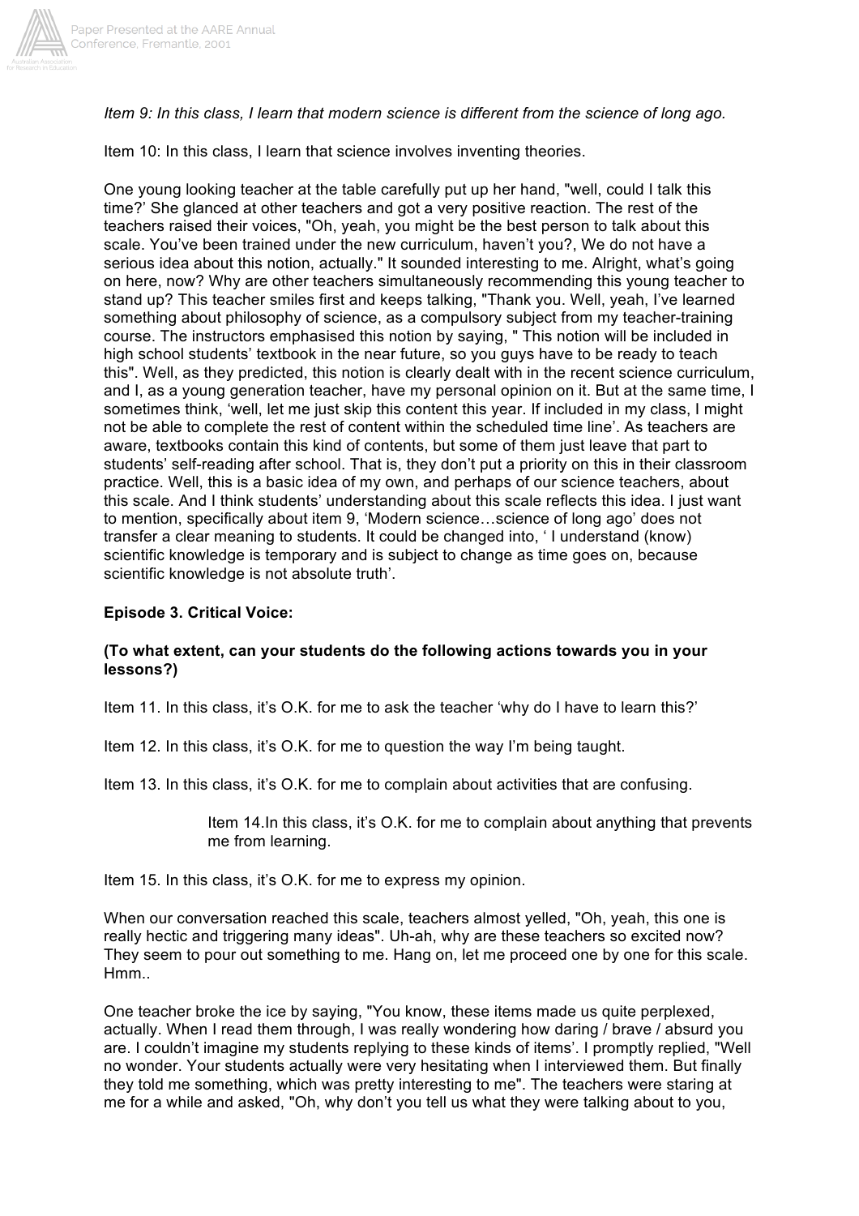*Item 9: In this class, I learn that modern science is different from the science of long ago.*

Item 10: In this class, I learn that science involves inventing theories.

One young looking teacher at the table carefully put up her hand, "well, could I talk this time?' She glanced at other teachers and got a very positive reaction. The rest of the teachers raised their voices, "Oh, yeah, you might be the best person to talk about this scale. You've been trained under the new curriculum, haven't you?, We do not have a serious idea about this notion, actually." It sounded interesting to me. Alright, what's going on here, now? Why are other teachers simultaneously recommending this young teacher to stand up? This teacher smiles first and keeps talking, "Thank you. Well, yeah, I've learned something about philosophy of science, as a compulsory subject from my teacher-training course. The instructors emphasised this notion by saying, " This notion will be included in high school students' textbook in the near future, so you guys have to be ready to teach this". Well, as they predicted, this notion is clearly dealt with in the recent science curriculum, and I, as a young generation teacher, have my personal opinion on it. But at the same time, I sometimes think, 'well, let me just skip this content this year. If included in my class, I might not be able to complete the rest of content within the scheduled time line'. As teachers are aware, textbooks contain this kind of contents, but some of them just leave that part to students' self-reading after school. That is, they don't put a priority on this in their classroom practice. Well, this is a basic idea of my own, and perhaps of our science teachers, about this scale. And I think students' understanding about this scale reflects this idea. I just want to mention, specifically about item 9, 'Modern science…science of long ago' does not transfer a clear meaning to students. It could be changed into, ' I understand (know) scientific knowledge is temporary and is subject to change as time goes on, because scientific knowledge is not absolute truth'.

**Episode 3. Critical Voice:**

**(To what extent, can your students do the following actions towards you in your lessons?)**

Item 11. In this class, it's O.K. for me to ask the teacher 'why do I have to learn this?'

Item 12. In this class, it's O.K. for me to question the way I'm being taught.

Item 13. In this class, it's O.K. for me to complain about activities that are confusing.

Item 14.In this class, it's O.K. for me to complain about anything that prevents me from learning.

Item 15. In this class, it's O.K. for me to express my opinion.

When our conversation reached this scale, teachers almost yelled, "Oh, yeah, this one is really hectic and triggering many ideas". Uh-ah, why are these teachers so excited now? They seem to pour out something to me. Hang on, let me proceed one by one for this scale. Hmm..

One teacher broke the ice by saying, "You know, these items made us quite perplexed, actually. When I read them through, I was really wondering how daring / brave / absurd you are. I couldn't imagine my students replying to these kinds of items'. I promptly replied, "Well no wonder. Your students actually were very hesitating when I interviewed them. But finally they told me something, which was pretty interesting to me". The teachers were staring at me for a while and asked, "Oh, why don't you tell us what they were talking about to you,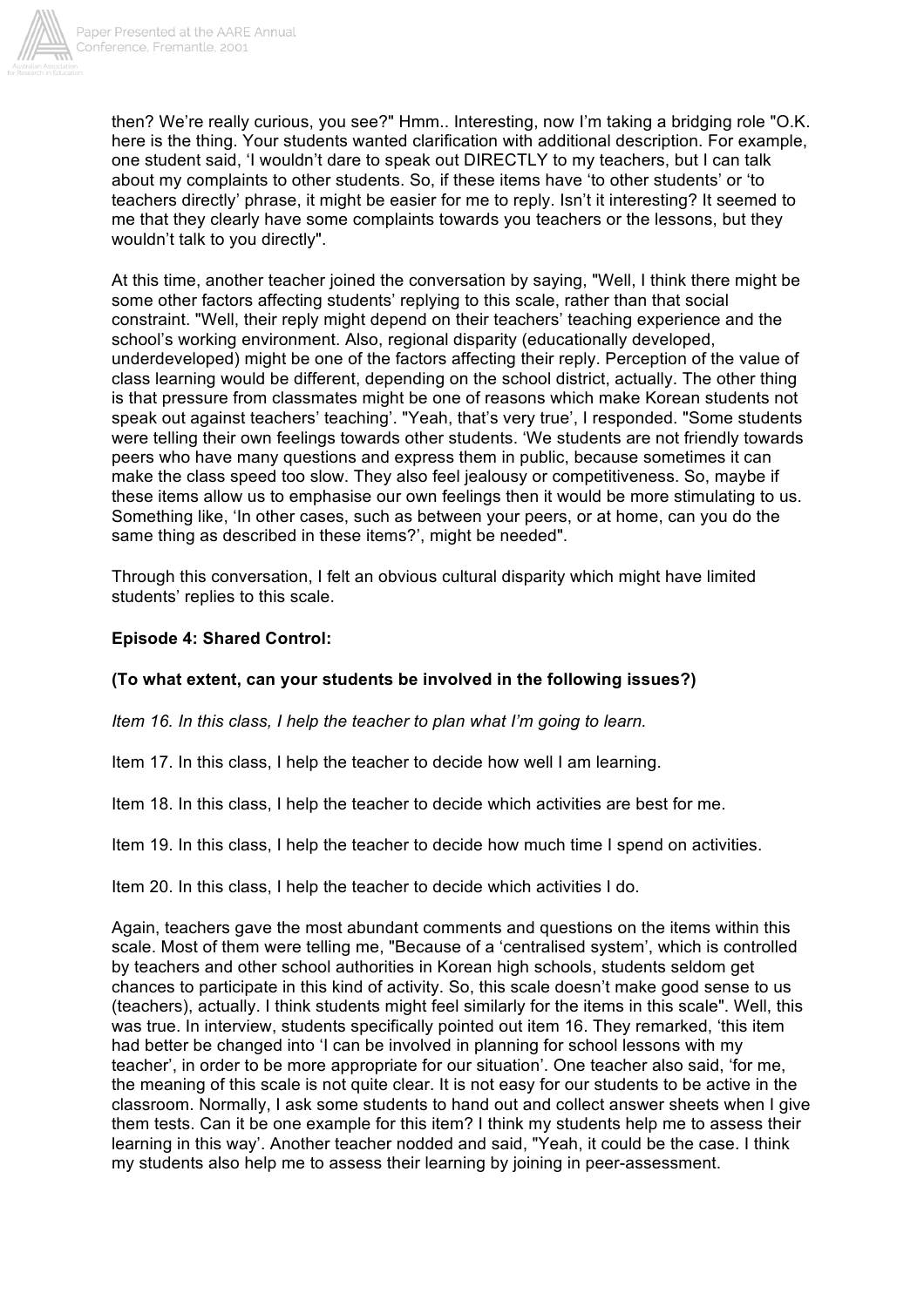then? We're really curious, you see?" Hmm.. Interesting, now I'm taking a bridging role "O.K. here is the thing. Your students wanted clarification with additional description. For example, one student said, 'I wouldn't dare to speak out DIRECTLY to my teachers, but I can talk about my complaints to other students. So, if these items have 'to other students' or 'to teachers directly' phrase, it might be easier for me to reply. Isn't it interesting? It seemed to me that they clearly have some complaints towards you teachers or the lessons, but they wouldn't talk to you directly".

At this time, another teacher joined the conversation by saying, "Well, I think there might be some other factors affecting students' replying to this scale, rather than that social constraint. "Well, their reply might depend on their teachers' teaching experience and the school's working environment. Also, regional disparity (educationally developed, underdeveloped) might be one of the factors affecting their reply. Perception of the value of class learning would be different, depending on the school district, actually. The other thing is that pressure from classmates might be one of reasons which make Korean students not speak out against teachers' teaching'. "Yeah, that's very true', I responded. "Some students were telling their own feelings towards other students. 'We students are not friendly towards peers who have many questions and express them in public, because sometimes it can make the class speed too slow. They also feel jealousy or competitiveness. So, maybe if these items allow us to emphasise our own feelings then it would be more stimulating to us. Something like, 'In other cases, such as between your peers, or at home, can you do the same thing as described in these items?', might be needed".

Through this conversation, I felt an obvious cultural disparity which might have limited students' replies to this scale.

**Episode 4: Shared Control:**

**(To what extent, can your students be involved in the following issues?)**

*Item 16. In this class, I help the teacher to plan what I'm going to learn.*

Item 17. In this class, I help the teacher to decide how well I am learning.

Item 18. In this class, I help the teacher to decide which activities are best for me.

Item 19. In this class, I help the teacher to decide how much time I spend on activities.

Item 20. In this class, I help the teacher to decide which activities I do.

Again, teachers gave the most abundant comments and questions on the items within this scale. Most of them were telling me, "Because of a 'centralised system', which is controlled by teachers and other school authorities in Korean high schools, students seldom get chances to participate in this kind of activity. So, this scale doesn't make good sense to us (teachers), actually. I think students might feel similarly for the items in this scale". Well, this was true. In interview, students specifically pointed out item 16. They remarked, 'this item had better be changed into 'I can be involved in planning for school lessons with my teacher', in order to be more appropriate for our situation'. One teacher also said, 'for me, the meaning of this scale is not quite clear. It is not easy for our students to be active in the classroom. Normally, I ask some students to hand out and collect answer sheets when I give them tests. Can it be one example for this item? I think my students help me to assess their learning in this way'. Another teacher nodded and said, "Yeah, it could be the case. I think my students also help me to assess their learning by joining in peer-assessment.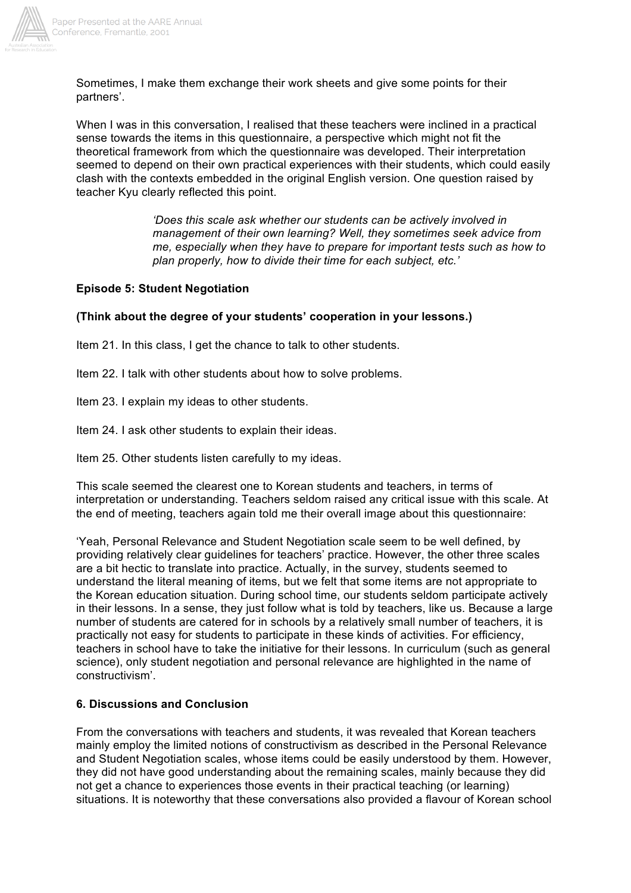Sometimes, I make them exchange their work sheets and give some points for their partners'.

When I was in this conversation, I realised that these teachers were inclined in a practical sense towards the items in this questionnaire, a perspective which might not fit the theoretical framework from which the questionnaire was developed. Their interpretation seemed to depend on their own practical experiences with their students, which could easily clash with the contexts embedded in the original English version. One question raised by teacher Kyu clearly reflected this point.

> *'Does this scale ask whether our students can be actively involved in management of their own learning? Well, they sometimes seek advice from me, especially when they have to prepare for important tests such as how to plan properly, how to divide their time for each subject, etc.'*

**Episode 5: Student Negotiation**

**(Think about the degree of your students' cooperation in your lessons.)**

Item 21. In this class, I get the chance to talk to other students.

Item 22. I talk with other students about how to solve problems.

Item 23. I explain my ideas to other students.

Item 24. I ask other students to explain their ideas.

Item 25. Other students listen carefully to my ideas.

This scale seemed the clearest one to Korean students and teachers, in terms of interpretation or understanding. Teachers seldom raised any critical issue with this scale. At the end of meeting, teachers again told me their overall image about this questionnaire:

'Yeah, Personal Relevance and Student Negotiation scale seem to be well defined, by providing relatively clear guidelines for teachers' practice. However, the other three scales are a bit hectic to translate into practice. Actually, in the survey, students seemed to understand the literal meaning of items, but we felt that some items are not appropriate to the Korean education situation. During school time, our students seldom participate actively in their lessons. In a sense, they just follow what is told by teachers, like us. Because a large number of students are catered for in schools by a relatively small number of teachers, it is practically not easy for students to participate in these kinds of activities. For efficiency, teachers in school have to take the initiative for their lessons. In curriculum (such as general science), only student negotiation and personal relevance are highlighted in the name of constructivism'.

## 6. Discussions and Conclusion

From the conversations with teachers and students, it was revealed that Korean teachers mainly employ the limited notions of constructivism as described in the Personal Relevance and Student Negotiation scales, whose items could be easily understood by them. However, they did not have good understanding about the remaining scales, mainly because they did not get a chance to experiences those events in their practical teaching (or learning) situations. It is noteworthy that these conversations also provided a flavour of Korean school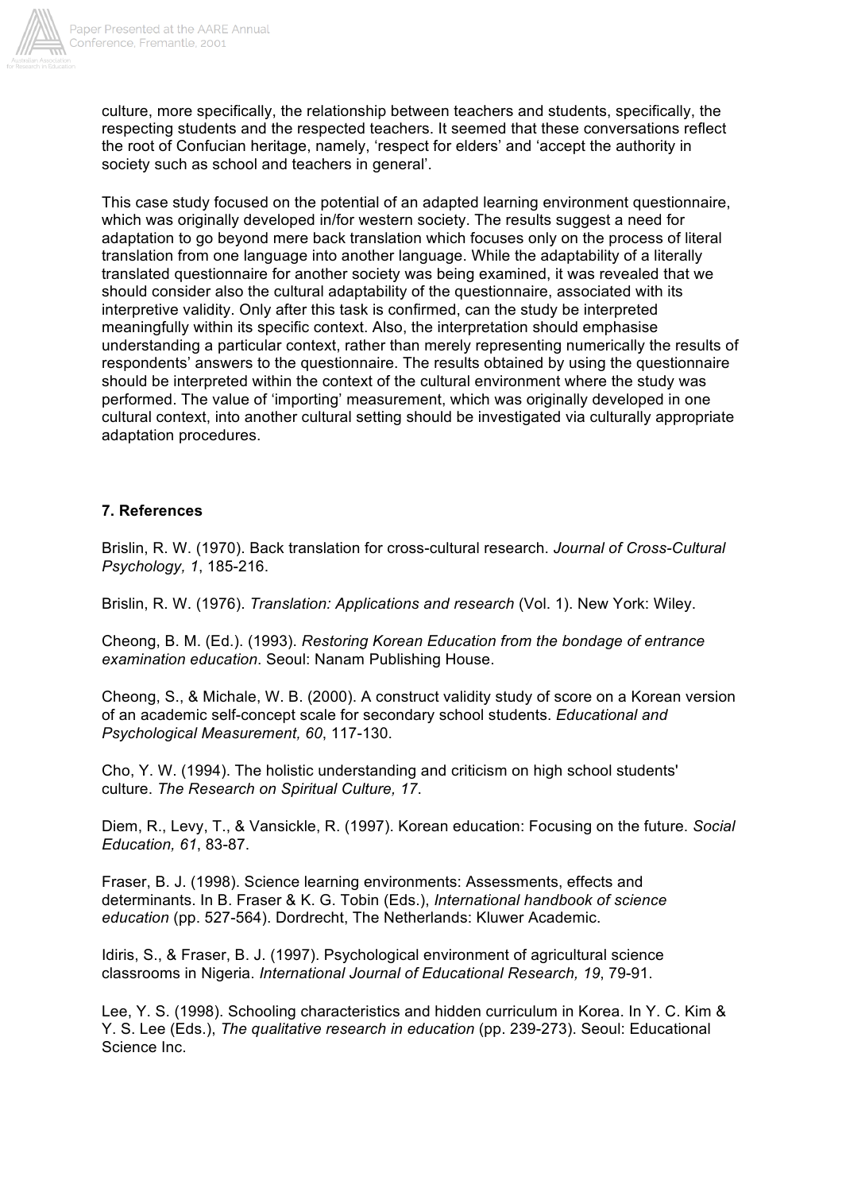culture, more specifically, the relationship between teachers and students, specifically, the respecting students and the respected teachers. It seemed that these conversations reflect the root of Confucian heritage, namely, 'respect for elders' and 'accept the authority in society such as school and teachers in general'.

This case study focused on the potential of an adapted learning environment questionnaire, which was originally developed in/for western society. The results suggest a need for adaptation to go beyond mere back translation which focuses only on the process of literal translation from one language into another language. While the adaptability of a literally translated questionnaire for another society was being examined, it was revealed that we should consider also the cultural adaptability of the questionnaire, associated with its interpretive validity. Only after this task is confirmed, can the study be interpreted meaningfully within its specific context. Also, the interpretation should emphasise understanding a particular context, rather than merely representing numerically the results of respondents' answers to the questionnaire. The results obtained by using the questionnaire should be interpreted within the context of the cultural environment where the study was performed. The value of 'importing' measurement, which was originally developed in one cultural context, into another cultural setting should be investigated via culturally appropriate adaptation procedures.

## 7. References

Brislin, R. W. (1970). Back translation for cross-cultural research. *Journal of Cross-Cultural Psychology, 1*, 185-216.

Brislin, R. W. (1976). *Translation: Applications and research* (Vol. 1). New York: Wiley.

Cheong, B. M. (Ed.). (1993). *Restoring Korean Education from the bondage of entrance examination education*. Seoul: Nanam Publishing House.

Cheong, S., & Michale, W. B. (2000). A construct validity study of score on a Korean version of an academic self-concept scale for secondary school students. *Educational and Psychological Measurement, 60*, 117-130.

Cho, Y. W. (1994). The holistic understanding and criticism on high school students' culture. *The Research on Spiritual Culture, 17*.

Diem, R., Levy, T., & Vansickle, R. (1997). Korean education: Focusing on the future. *Social Education, 61*, 83-87.

Fraser, B. J. (1998). Science learning environments: Assessments, effects and determinants. In B. Fraser & K. G. Tobin (Eds.), *International handbook of science education* (pp. 527-564). Dordrecht, The Netherlands: Kluwer Academic.

Idiris, S., & Fraser, B. J. (1997). Psychological environment of agricultural science classrooms in Nigeria. *International Journal of Educational Research, 19*, 79-91.

Lee, Y. S. (1998). Schooling characteristics and hidden curriculum in Korea. In Y. C. Kim & Y. S. Lee (Eds.), *The qualitative research in education* (pp. 239-273). Seoul: Educational Science Inc.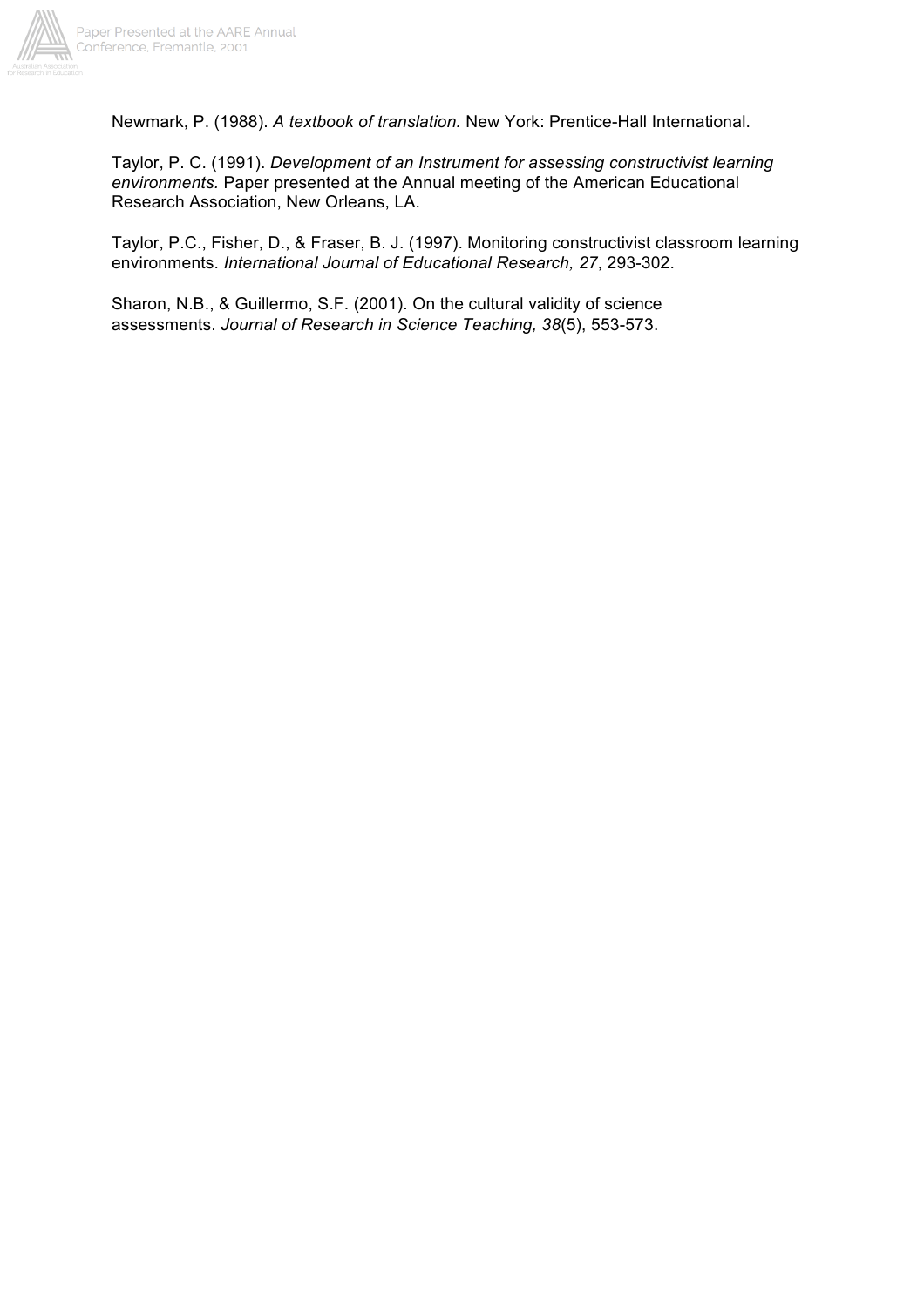Newmark, P. (1988). *A textbook of translation.* New York: Prentice-Hall International.

Taylor, P. C. (1991). *Development of an Instrument for assessing constructivist learning environments.* Paper presented at the Annual meeting of the American Educational Research Association, New Orleans, LA.

Taylor, P.C., Fisher, D., & Fraser, B. J. (1997). Monitoring constructivist classroom learning environments. *International Journal of Educational Research, 27*, 293-302.

Sharon, N.B., & Guillermo, S.F. (2001). On the cultural validity of science assessments. *Journal of Research in Science Teaching, 38*(5), 553-573.